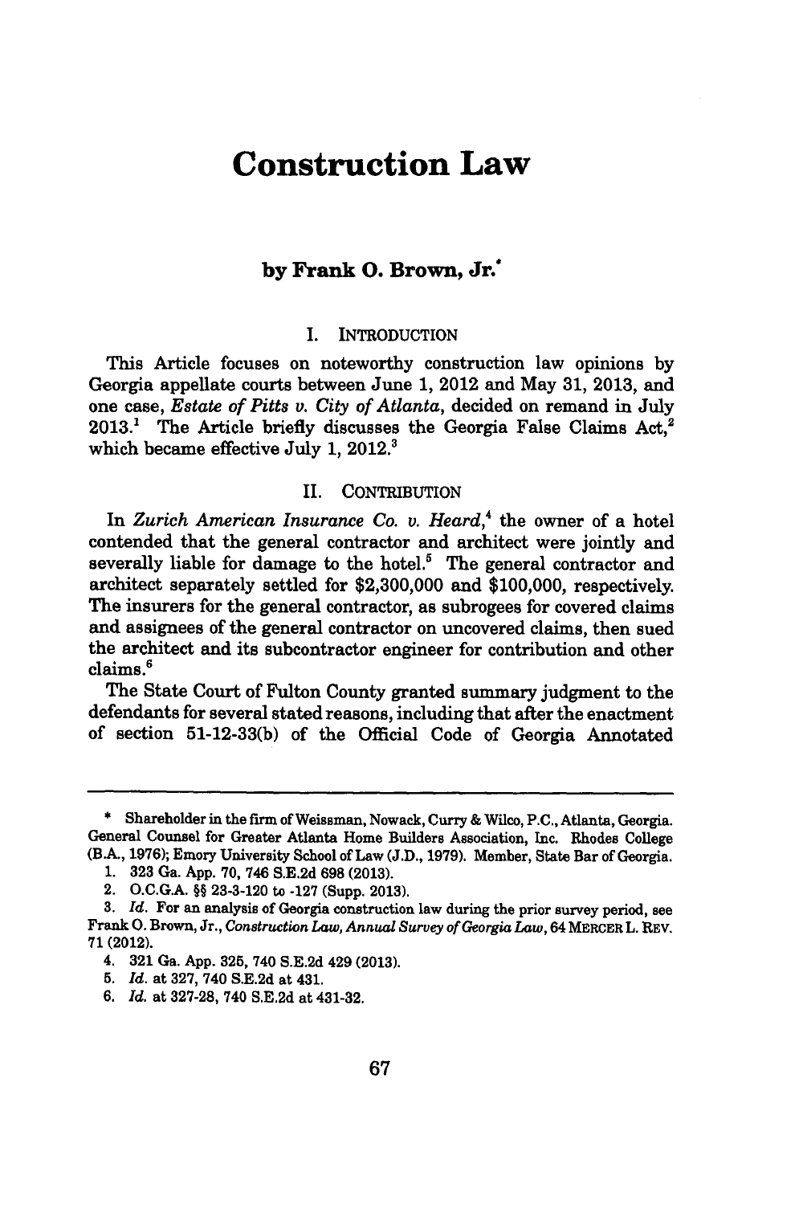# Construction Law

### by Frank O. Brown, Jr.*

## I. INTRODUCTION

This Article focuses on noteworthy construction law opinions by Georgia appellate courts between June 1, 2012 and May 31, 2013, and one case, *Estate of Pitts v. City of Atlanta*, decided on remand in July 2013.[1] The Article briefly discusses the Georgia False Claims Act,[2] which became effective July 1, 2012.[3]

## II. CONTRIBUTION

In *Zurich American Insurance Co. v. Heard*,[4] the owner of a hotel contended that the general contractor and architect were jointly and severally liable for damage to the hotel.[5] The general contractor and architect separately settled for $2,300,000 and $100,000, respectively. The insurers for the general contractor, as subrogees for covered claims and assignees of the general contractor on uncovered claims, then sued the architect and its subcontractor engineer for contribution and other claims.[6]

The State Court of Fulton County granted summary judgment to the defendants for several stated reasons, including that after the enactment of section 51-12-33(b) of the Official Code of Georgia Annotated

---

\* Shareholder in the firm of Weissman, Nowack, Curry & Wilco, P.C., Atlanta, Georgia. General Counsel for Greater Atlanta Home Builders Association, Inc. Rhodes College (B.A., 1976); Emory University School of Law (J.D., 1979). Member, State Bar of Georgia.

1. 323 Ga. App. 70, 746 S.E.2d 698 (2013).
2. O.C.G.A. §§ 23-3-120 to -127 (Supp. 2013).
3. *Id.* For an analysis of Georgia construction law during the prior survey period, see Frank O. Brown, Jr., *Construction Law, Annual Survey of Georgia Law*, 64 MERCER L. REV. 71 (2012).
4. 321 Ga. App. 325, 740 S.E.2d 429 (2013).
5. *Id.* at 327, 740 S.E.2d at 431.
6. *Id.* at 327-28, 740 S.E.2d at 431-32.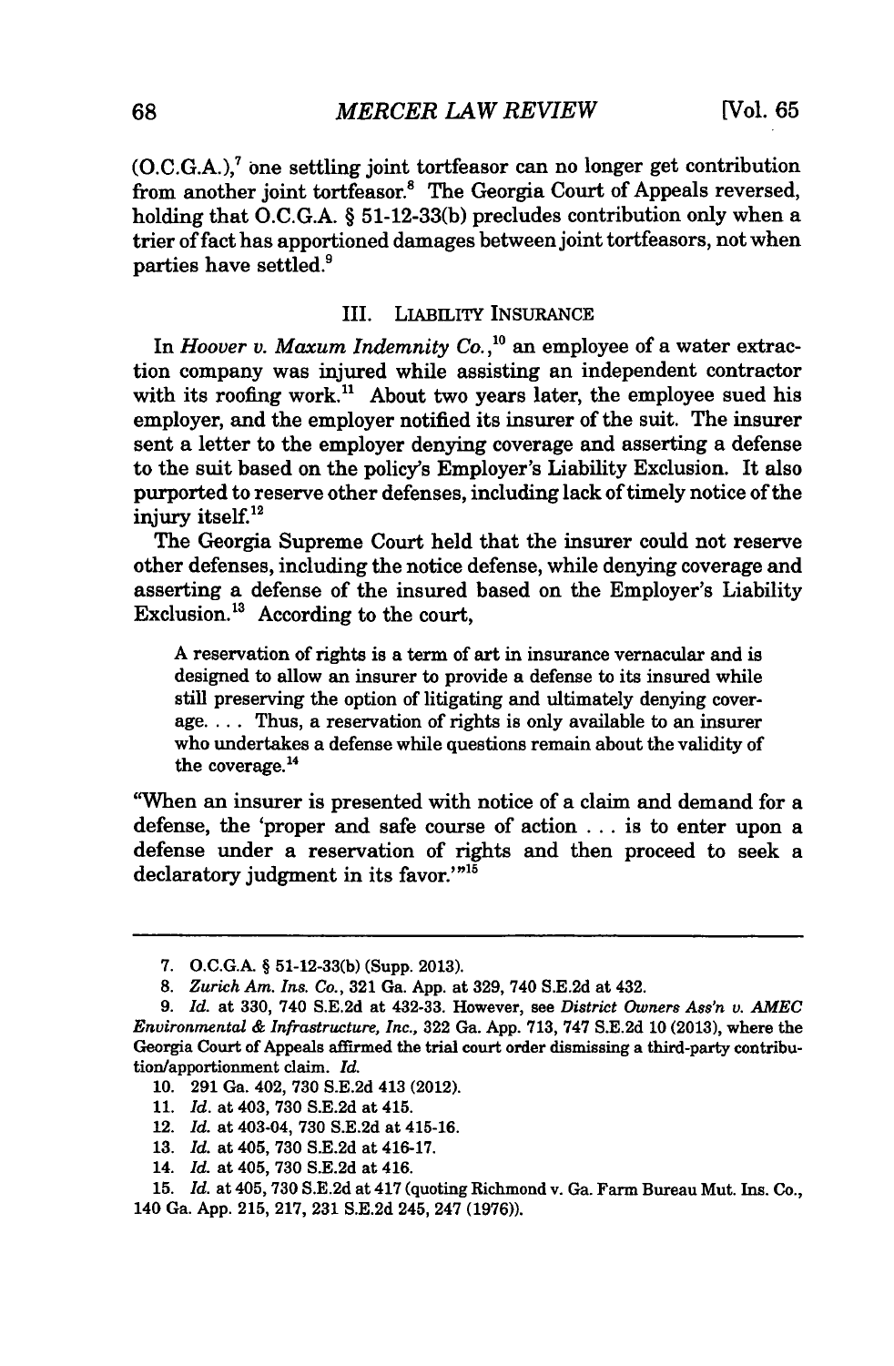(O.C.G.A.),[7] one settling joint tortfeasor can no longer get contribution from another joint tortfeasor.[8] The Georgia Court of Appeals reversed, holding that O.C.G.A. § 51-12-33(b) precludes contribution only when a trier of fact has apportioned damages between joint tortfeasors, not when parties have settled.[9]

## III. LIABILITY INSURANCE

In *Hoover v. Maxum Indemnity Co.*,[10] an employee of a water extraction company was injured while assisting an independent contractor with its roofing work.[11] About two years later, the employee sued his employer, and the employer notified its insurer of the suit. The insurer sent a letter to the employer denying coverage and asserting a defense to the suit based on the policy's Employer's Liability Exclusion. It also purported to reserve other defenses, including lack of timely notice of the injury itself.[12]

The Georgia Supreme Court held that the insurer could not reserve other defenses, including the notice defense, while denying coverage and asserting a defense of the insured based on the Employer's Liability Exclusion.[13] According to the court,

> A reservation of rights is a term of art in insurance vernacular and is designed to allow an insurer to provide a defense to its insured while still preserving the option of litigating and ultimately denying coverage. . . . Thus, a reservation of rights is only available to an insurer who undertakes a defense while questions remain about the validity of the coverage.[14]

"When an insurer is presented with notice of a claim and demand for a defense, the 'proper and safe course of action . . . is to enter upon a defense under a reservation of rights and then proceed to seek a declaratory judgment in its favor.'"[15]

---

7. O.C.G.A. § 51-12-33(b) (Supp. 2013).

8. *Zurich Am. Ins. Co.*, 321 Ga. App. at 329, 740 S.E.2d at 432.

9. *Id.* at 330, 740 S.E.2d at 432-33. However, see *District Owners Ass'n v. AMEC Environmental & Infrastructure, Inc.*, 322 Ga. App. 713, 747 S.E.2d 10 (2013), where the Georgia Court of Appeals affirmed the trial court order dismissing a third-party contribution/apportionment claim. *Id.*

10. 291 Ga. 402, 730 S.E.2d 413 (2012).

11. *Id.* at 403, 730 S.E.2d at 415.

12. *Id.* at 403-04, 730 S.E.2d at 415-16.

13. *Id.* at 405, 730 S.E.2d at 416-17.

14. *Id.* at 405, 730 S.E.2d at 416.

15. *Id.* at 405, 730 S.E.2d at 417 (quoting Richmond v. Ga. Farm Bureau Mut. Ins. Co., 140 Ga. App. 215, 217, 231 S.E.2d 245, 247 (1976)).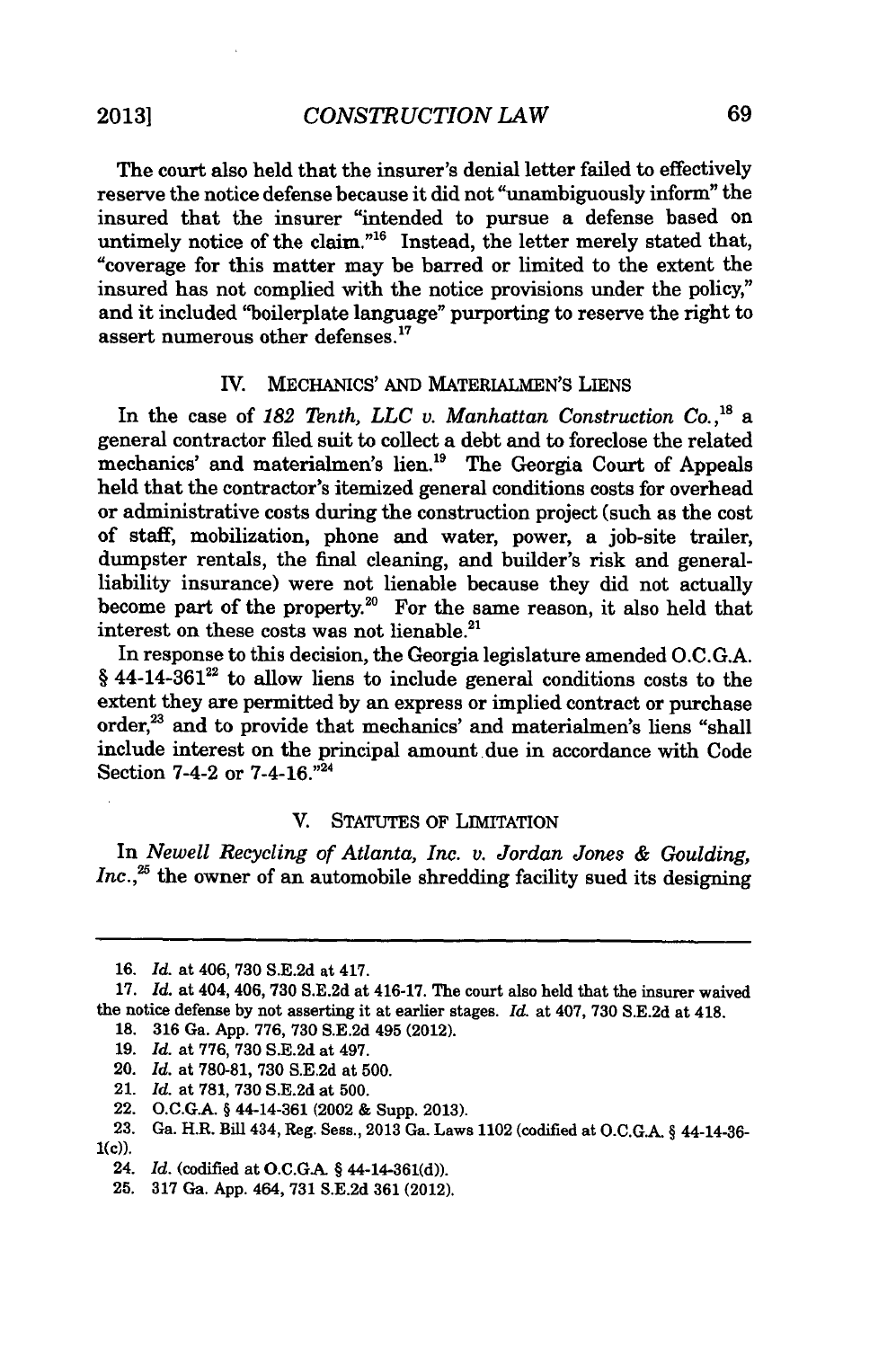The court also held that the insurer's denial letter failed to effectively reserve the notice defense because it did not "unambiguously inform" the insured that the insurer "intended to pursue a defense based on untimely notice of the claim."[16] Instead, the letter merely stated that, "coverage for this matter may be barred or limited to the extent the insured has not complied with the notice provisions under the policy," and it included "boilerplate language" purporting to reserve the right to assert numerous other defenses.[17]

## IV. MECHANICS' AND MATERIALMEN'S LIENS

In the case of *182 Tenth, LLC v. Manhattan Construction Co.*,[18] a general contractor filed suit to collect a debt and to foreclose the related mechanics' and materialmen's lien.[19] The Georgia Court of Appeals held that the contractor's itemized general conditions costs for overhead or administrative costs during the construction project (such as the cost of staff, mobilization, phone and water, power, a job-site trailer, dumpster rentals, the final cleaning, and builder's risk and general-liability insurance) were not lienable because they did not actually become part of the property.[20] For the same reason, it also held that interest on these costs was not lienable.[21]

In response to this decision, the Georgia legislature amended O.C.G.A. § 44-14-361[22] to allow liens to include general conditions costs to the extent they are permitted by an express or implied contract or purchase order,[23] and to provide that mechanics' and materialmen's liens "shall include interest on the principal amount due in accordance with Code Section 7-4-2 or 7-4-16."[24]

## V. STATUTES OF LIMITATION

In *Newell Recycling of Atlanta, Inc. v. Jordan Jones & Goulding, Inc.*,[25] the owner of an automobile shredding facility sued its designing

---

16. *Id.* at 406, 730 S.E.2d at 417.

17. *Id.* at 404, 406, 730 S.E.2d at 416-17. The court also held that the insurer waived the notice defense by not asserting it at earlier stages. *Id.* at 407, 730 S.E.2d at 418.

18. 316 Ga. App. 776, 730 S.E.2d 495 (2012).

19. *Id.* at 776, 730 S.E.2d at 497.

20. *Id.* at 780-81, 730 S.E.2d at 500.

21. *Id.* at 781, 730 S.E.2d at 500.

22. O.C.G.A. § 44-14-361 (2002 & Supp. 2013).

23. Ga. H.R. Bill 434, Reg. Sess., 2013 Ga. Laws 1102 (codified at O.C.G.A. § 44-14-361(c)).

24. *Id.* (codified at O.C.G.A. § 44-14-361(d)).

25. 317 Ga. App. 464, 731 S.E.2d 361 (2012).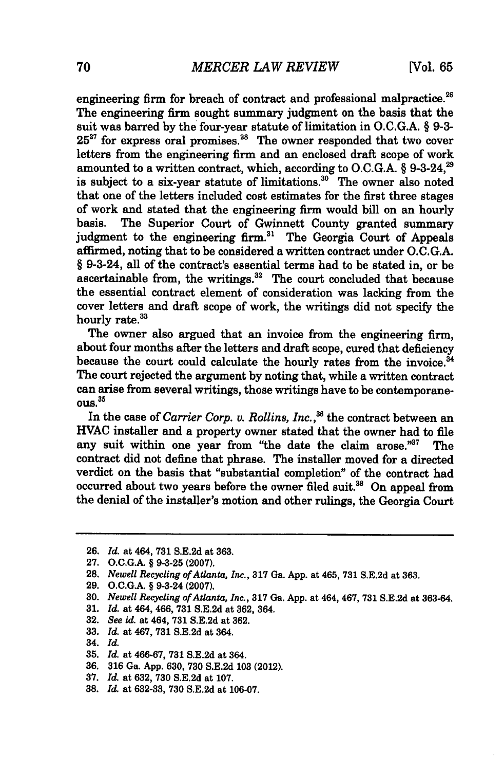engineering firm for breach of contract and professional malpractice.[26] The engineering firm sought summary judgment on the basis that the suit was barred by the four-year statute of limitation in O.C.G.A. § 9-3-25[27] for express oral promises.[28] The owner responded that two cover letters from the engineering firm and an enclosed draft scope of work amounted to a written contract, which, according to O.C.G.A. § 9-3-24,[29] is subject to a six-year statute of limitations.[30] The owner also noted that one of the letters included cost estimates for the first three stages of work and stated that the engineering firm would bill on an hourly basis. The Superior Court of Gwinnett County granted summary judgment to the engineering firm.[31] The Georgia Court of Appeals affirmed, noting that to be considered a written contract under O.C.G.A. § 9-3-24, all of the contract's essential terms had to be stated in, or be ascertainable from, the writings.[32] The court concluded that because the essential contract element of consideration was lacking from the cover letters and draft scope of work, the writings did not specify the hourly rate.[33]

The owner also argued that an invoice from the engineering firm, about four months after the letters and draft scope, cured that deficiency because the court could calculate the hourly rates from the invoice.[34] The court rejected the argument by noting that, while a written contract can arise from several writings, those writings have to be contemporaneous.[35]

In the case of *Carrier Corp. v. Rollins, Inc.*,[36] the contract between an HVAC installer and a property owner stated that the owner had to file any suit within one year from "the date the claim arose."[37] The contract did not define that phrase. The installer moved for a directed verdict on the basis that "substantial completion" of the contract had occurred about two years before the owner filed suit.[38] On appeal from the denial of the installer's motion and other rulings, the Georgia Court

---

26. *Id.* at 464, 731 S.E.2d at 363.
27. O.C.G.A. § 9-3-25 (2007).
28. *Newell Recycling of Atlanta, Inc.*, 317 Ga. App. at 465, 731 S.E.2d at 363.
29. O.C.G.A. § 9-3-24 (2007).
30. *Newell Recycling of Atlanta, Inc.*, 317 Ga. App. at 464, 467, 731 S.E.2d at 363-64.
31. *Id.* at 464, 466, 731 S.E.2d at 362, 364.
32. *See id.* at 464, 731 S.E.2d at 362.
33. *Id.* at 467, 731 S.E.2d at 364.
34. *Id.*
35. *Id.* at 466-67, 731 S.E.2d at 364.
36. 316 Ga. App. 630, 730 S.E.2d 103 (2012).
37. *Id.* at 632, 730 S.E.2d at 107.
38. *Id.* at 632-33, 730 S.E.2d at 106-07.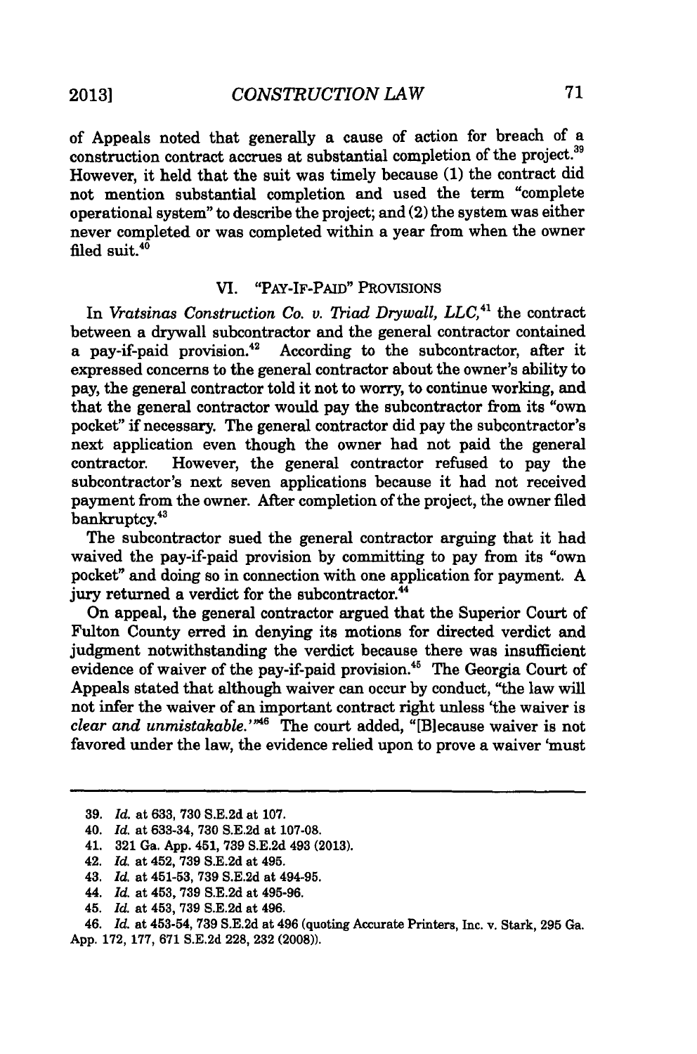of Appeals noted that generally a cause of action for breach of a construction contract accrues at substantial completion of the project.[39] However, it held that the suit was timely because (1) the contract did not mention substantial completion and used the term "complete operational system" to describe the project; and (2) the system was either never completed or was completed within a year from when the owner filed suit.[40]

## VI. "PAY-IF-PAID" PROVISIONS

In *Vratsinas Construction Co. v. Triad Drywall, LLC*,[41] the contract between a drywall subcontractor and the general contractor contained a pay-if-paid provision.[42] According to the subcontractor, after it expressed concerns to the general contractor about the owner's ability to pay, the general contractor told it not to worry, to continue working, and that the general contractor would pay the subcontractor from its "own pocket" if necessary. The general contractor did pay the subcontractor's next application even though the owner had not paid the general contractor. However, the general contractor refused to pay the subcontractor's next seven applications because it had not received payment from the owner. After completion of the project, the owner filed bankruptcy.[43]

The subcontractor sued the general contractor arguing that it had waived the pay-if-paid provision by committing to pay from its "own pocket" and doing so in connection with one application for payment. A jury returned a verdict for the subcontractor.[44]

On appeal, the general contractor argued that the Superior Court of Fulton County erred in denying its motions for directed verdict and judgment notwithstanding the verdict because there was insufficient evidence of waiver of the pay-if-paid provision.[45] The Georgia Court of Appeals stated that although waiver can occur by conduct, "the law will not infer the waiver of an important contract right unless 'the waiver is *clear and unmistakable*.'"[46] The court added, "[B]ecause waiver is not favored under the law, the evidence relied upon to prove a waiver 'must

---

39. *Id.* at 633, 730 S.E.2d at 107.

40. *Id.* at 633-34, 730 S.E.2d at 107-08.

41. 321 Ga. App. 451, 739 S.E.2d 493 (2013).

42. *Id.* at 452, 739 S.E.2d at 495.

43. *Id.* at 451-53, 739 S.E.2d at 494-95.

44. *Id.* at 453, 739 S.E.2d at 495-96.

45. *Id.* at 453, 739 S.E.2d at 496.

46. *Id.* at 453-54, 739 S.E.2d at 496 (quoting Accurate Printers, Inc. v. Stark, 295 Ga. App. 172, 177, 671 S.E.2d 228, 232 (2008)).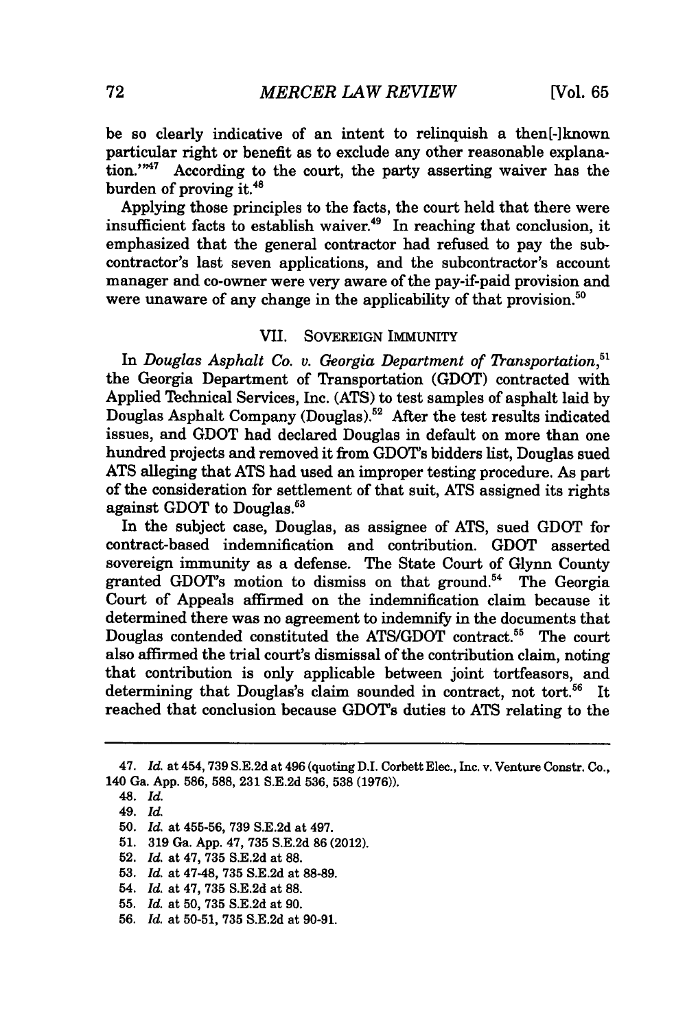be so clearly indicative of an intent to relinquish a then[-]known particular right or benefit as to exclude any other reasonable explanation.'"[47] According to the court, the party asserting waiver has the burden of proving it.[48]

Applying those principles to the facts, the court held that there were insufficient facts to establish waiver.[49] In reaching that conclusion, it emphasized that the general contractor had refused to pay the subcontractor's last seven applications, and the subcontractor's account manager and co-owner were very aware of the pay-if-paid provision and were unaware of any change in the applicability of that provision.[50]

## VII. SOVEREIGN IMMUNITY

In *Douglas Asphalt Co. v. Georgia Department of Transportation*,[51] the Georgia Department of Transportation (GDOT) contracted with Applied Technical Services, Inc. (ATS) to test samples of asphalt laid by Douglas Asphalt Company (Douglas).[52] After the test results indicated issues, and GDOT had declared Douglas in default on more than one hundred projects and removed it from GDOT's bidders list, Douglas sued ATS alleging that ATS had used an improper testing procedure. As part of the consideration for settlement of that suit, ATS assigned its rights against GDOT to Douglas.[53]

In the subject case, Douglas, as assignee of ATS, sued GDOT for contract-based indemnification and contribution. GDOT asserted sovereign immunity as a defense. The State Court of Glynn County granted GDOT's motion to dismiss on that ground.[54] The Georgia Court of Appeals affirmed on the indemnification claim because it determined there was no agreement to indemnify in the documents that Douglas contended constituted the ATS/GDOT contract.[55] The court also affirmed the trial court's dismissal of the contribution claim, noting that contribution is only applicable between joint tortfeasors, and determining that Douglas's claim sounded in contract, not tort.[56] It reached that conclusion because GDOT's duties to ATS relating to the

---

47. *Id.* at 454, 739 S.E.2d at 496 (quoting D.I. Corbett Elec., Inc. v. Venture Constr. Co., 140 Ga. App. 586, 588, 231 S.E.2d 536, 538 (1976)).

48. *Id.*

49. *Id.*

50. *Id.* at 455-56, 739 S.E.2d at 497.

51. 319 Ga. App. 47, 735 S.E.2d 86 (2012).

52. *Id.* at 47, 735 S.E.2d at 88.

53. *Id.* at 47-48, 735 S.E.2d at 88-89.

54. *Id.* at 47, 735 S.E.2d at 88.

55. *Id.* at 50, 735 S.E.2d at 90.

56. *Id.* at 50-51, 735 S.E.2d at 90-91.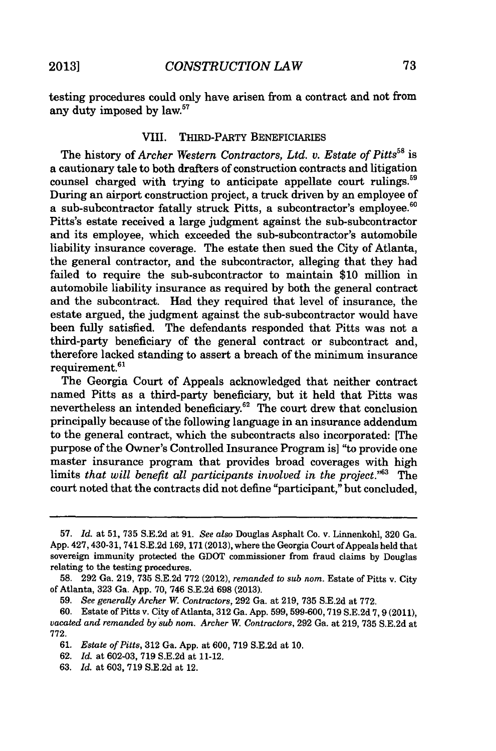testing procedures could only have arisen from a contract and not from any duty imposed by law.[57]

## VIII. THIRD-PARTY BENEFICIARIES

The history of *Archer Western Contractors, Ltd. v. Estate of Pitts*[58] is a cautionary tale to both drafters of construction contracts and litigation counsel charged with trying to anticipate appellate court rulings.[59] During an airport construction project, a truck driven by an employee of a sub-subcontractor fatally struck Pitts, a subcontractor's employee.[60] Pitts's estate received a large judgment against the sub-subcontractor and its employee, which exceeded the sub-subcontractor's automobile liability insurance coverage. The estate then sued the City of Atlanta, the general contractor, and the subcontractor, alleging that they had failed to require the sub-subcontractor to maintain $10 million in automobile liability insurance as required by both the general contract and the subcontract. Had they required that level of insurance, the estate argued, the judgment against the sub-subcontractor would have been fully satisfied. The defendants responded that Pitts was not a third-party beneficiary of the general contract or subcontract and, therefore lacked standing to assert a breach of the minimum insurance requirement.[61]

The Georgia Court of Appeals acknowledged that neither contract named Pitts as a third-party beneficiary, but it held that Pitts was nevertheless an intended beneficiary.[62] The court drew that conclusion principally because of the following language in an insurance addendum to the general contract, which the subcontracts also incorporated: [The purpose of the Owner's Controlled Insurance Program is] "to provide one master insurance program that provides broad coverages with high limits *that will benefit all participants involved in the project*."[63] The court noted that the contracts did not define "participant," but concluded,

---

57. *Id.* at 51, 735 S.E.2d at 91. *See also* Douglas Asphalt Co. v. Linnenkohl, 320 Ga. App. 427, 430-31, 741 S.E.2d 169, 171 (2013), where the Georgia Court of Appeals held that sovereign immunity protected the GDOT commissioner from fraud claims by Douglas relating to the testing procedures.

58. 292 Ga. 219, 735 S.E.2d 772 (2012), *remanded to sub nom.* Estate of Pitts v. City of Atlanta, 323 Ga. App. 70, 746 S.E.2d 698 (2013).

59. *See generally Archer W. Contractors*, 292 Ga. at 219, 735 S.E.2d at 772.

60. Estate of Pitts v. City of Atlanta, 312 Ga. App. 599, 599-600, 719 S.E.2d 7, 9 (2011), *vacated and remanded by sub nom. Archer W. Contractors*, 292 Ga. at 219, 735 S.E.2d at 772.

61. *Estate of Pitts*, 312 Ga. App. at 600, 719 S.E.2d at 10.

62. *Id.* at 602-03, 719 S.E.2d at 11-12.

63. *Id.* at 603, 719 S.E.2d at 12.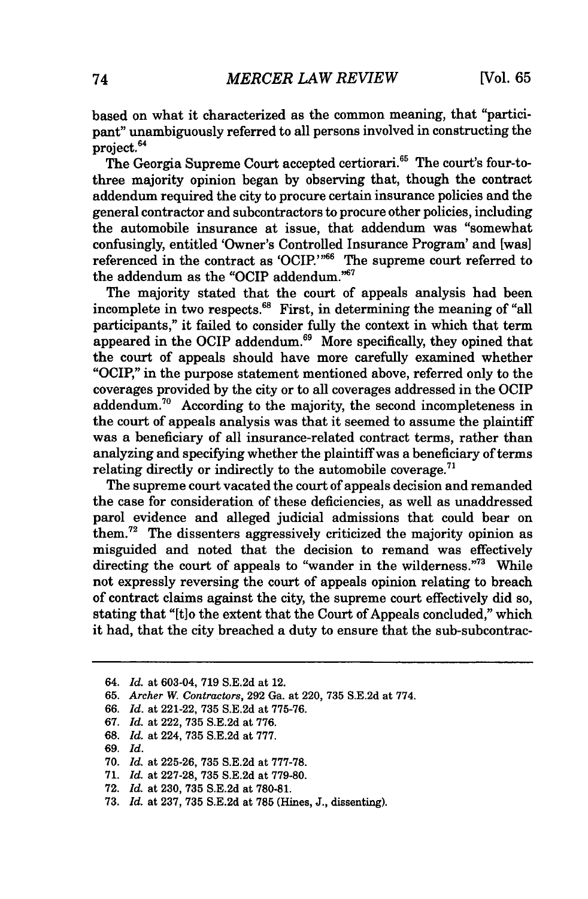based on what it characterized as the common meaning, that "participant" unambiguously referred to all persons involved in constructing the project.[64]

The Georgia Supreme Court accepted certiorari.[65] The court's four-to-three majority opinion began by observing that, though the contract addendum required the city to procure certain insurance policies and the general contractor and subcontractors to procure other policies, including the automobile insurance at issue, that addendum was "somewhat confusingly, entitled 'Owner's Controlled Insurance Program' and [was] referenced in the contract as 'OCIP.'"[66] The supreme court referred to the addendum as the "OCIP addendum."[67]

The majority stated that the court of appeals analysis had been incomplete in two respects.[68] First, in determining the meaning of "all participants," it failed to consider fully the context in which that term appeared in the OCIP addendum.[69] More specifically, they opined that the court of appeals should have more carefully examined whether "OCIP," in the purpose statement mentioned above, referred only to the coverages provided by the city or to all coverages addressed in the OCIP addendum.[70] According to the majority, the second incompleteness in the court of appeals analysis was that it seemed to assume the plaintiff was a beneficiary of all insurance-related contract terms, rather than analyzing and specifying whether the plaintiff was a beneficiary of terms relating directly or indirectly to the automobile coverage.[71]

The supreme court vacated the court of appeals decision and remanded the case for consideration of these deficiencies, as well as unaddressed parol evidence and alleged judicial admissions that could bear on them.[72] The dissenters aggressively criticized the majority opinion as misguided and noted that the decision to remand was effectively directing the court of appeals to "wander in the wilderness."[73] While not expressly reversing the court of appeals opinion relating to breach of contract claims against the city, the supreme court effectively did so, stating that "[t]o the extent that the Court of Appeals concluded," which it had, that the city breached a duty to ensure that the sub-subcontrac-

---

64. *Id.* at 603-04, 719 S.E.2d at 12.
65. *Archer W. Contractors*, 292 Ga. at 220, 735 S.E.2d at 774.
66. *Id.* at 221-22, 735 S.E.2d at 775-76.
67. *Id.* at 222, 735 S.E.2d at 776.
68. *Id.* at 224, 735 S.E.2d at 777.
69. *Id.*
70. *Id.* at 225-26, 735 S.E.2d at 777-78.
71. *Id.* at 227-28, 735 S.E.2d at 779-80.
72. *Id.* at 230, 735 S.E.2d at 780-81.
73. *Id.* at 237, 735 S.E.2d at 785 (Hines, J., dissenting).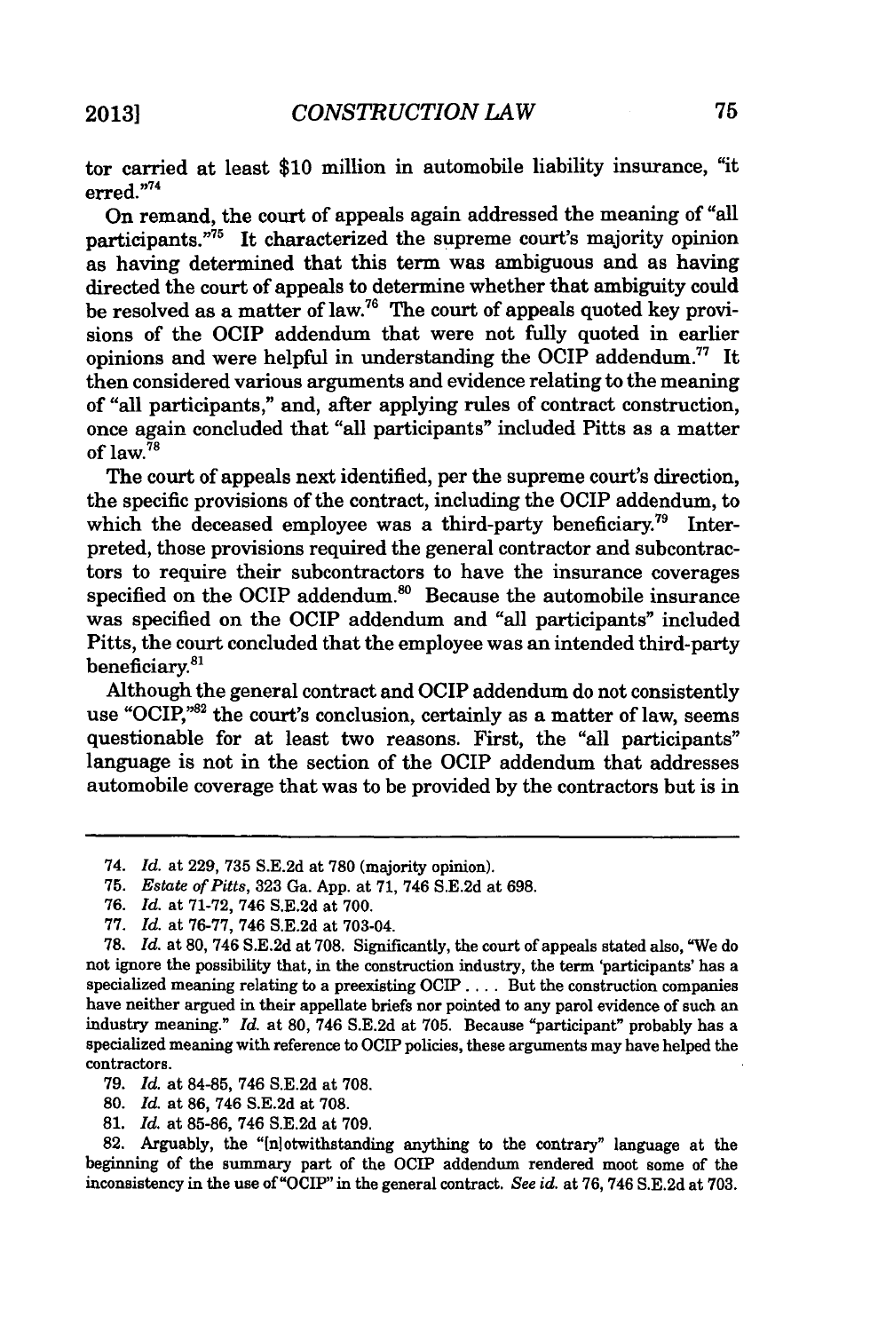tor carried at least $10 million in automobile liability insurance, "it erred."[74]

On remand, the court of appeals again addressed the meaning of "all participants."[75] It characterized the supreme court's majority opinion as having determined that this term was ambiguous and as having directed the court of appeals to determine whether that ambiguity could be resolved as a matter of law.[76] The court of appeals quoted key provisions of the OCIP addendum that were not fully quoted in earlier opinions and were helpful in understanding the OCIP addendum.[77] It then considered various arguments and evidence relating to the meaning of "all participants," and, after applying rules of contract construction, once again concluded that "all participants" included Pitts as a matter of law.[78]

The court of appeals next identified, per the supreme court's direction, the specific provisions of the contract, including the OCIP addendum, to which the deceased employee was a third-party beneficiary.[79] Interpreted, those provisions required the general contractor and subcontractors to require their subcontractors to have the insurance coverages specified on the OCIP addendum.[80] Because the automobile insurance was specified on the OCIP addendum and "all participants" included Pitts, the court concluded that the employee was an intended third-party beneficiary.[81]

Although the general contract and OCIP addendum do not consistently use "OCIP,"[82] the court's conclusion, certainly as a matter of law, seems questionable for at least two reasons. First, the "all participants" language is not in the section of the OCIP addendum that addresses automobile coverage that was to be provided by the contractors but is in

---

74. *Id.* at 229, 735 S.E.2d at 780 (majority opinion).

75. *Estate of Pitts*, 323 Ga. App. at 71, 746 S.E.2d at 698.

76. *Id.* at 71-72, 746 S.E.2d at 700.

77. *Id.* at 76-77, 746 S.E.2d at 703-04.

78. *Id.* at 80, 746 S.E.2d at 708. Significantly, the court of appeals stated also, "We do not ignore the possibility that, in the construction industry, the term 'participants' has a specialized meaning relating to a preexisting OCIP . . . . But the construction companies have neither argued in their appellate briefs nor pointed to any parol evidence of such an industry meaning." *Id.* at 80, 746 S.E.2d at 705. Because "participant" probably has a specialized meaning with reference to OCIP policies, these arguments may have helped the contractors.

79. *Id.* at 84-85, 746 S.E.2d at 708.

80. *Id.* at 86, 746 S.E.2d at 708.

81. *Id.* at 85-86, 746 S.E.2d at 709.

82. Arguably, the "[n]otwithstanding anything to the contrary" language at the beginning of the summary part of the OCIP addendum rendered moot some of the inconsistency in the use of "OCIP" in the general contract. *See id.* at 76, 746 S.E.2d at 703.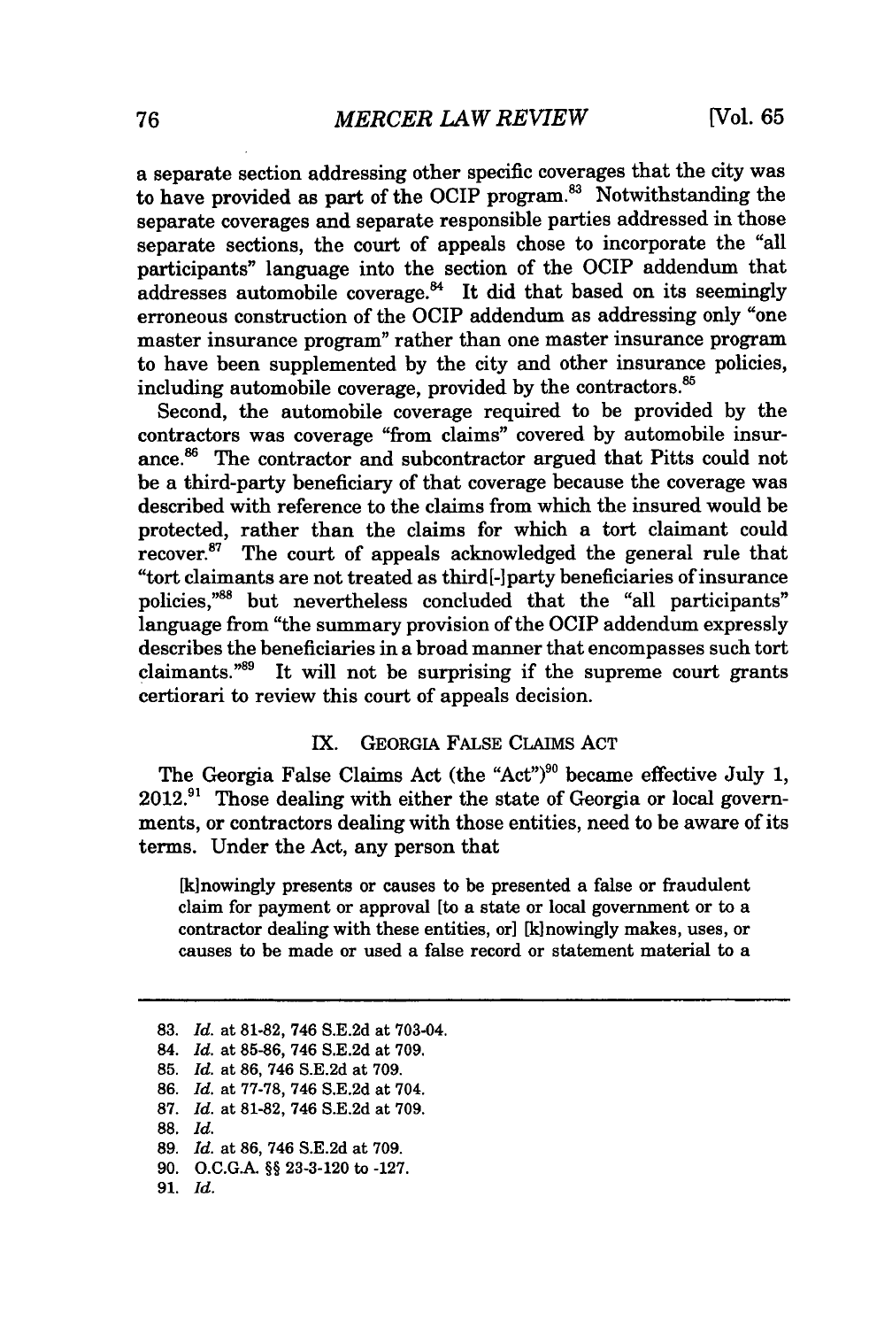a separate section addressing other specific coverages that the city was to have provided as part of the OCIP program.[83] Notwithstanding the separate coverages and separate responsible parties addressed in those separate sections, the court of appeals chose to incorporate the "all participants" language into the section of the OCIP addendum that addresses automobile coverage.[84] It did that based on its seemingly erroneous construction of the OCIP addendum as addressing only "one master insurance program" rather than one master insurance program to have been supplemented by the city and other insurance policies, including automobile coverage, provided by the contractors.[85]

Second, the automobile coverage required to be provided by the contractors was coverage "from claims" covered by automobile insurance.[86] The contractor and subcontractor argued that Pitts could not be a third-party beneficiary of that coverage because the coverage was described with reference to the claims from which the insured would be protected, rather than the claims for which a tort claimant could recover.[87] The court of appeals acknowledged the general rule that "tort claimants are not treated as third[-]party beneficiaries of insurance policies,"[88] but nevertheless concluded that the "all participants" language from "the summary provision of the OCIP addendum expressly describes the beneficiaries in a broad manner that encompasses such tort claimants."[89] It will not be surprising if the supreme court grants certiorari to review this court of appeals decision.

## IX. GEORGIA FALSE CLAIMS ACT

The Georgia False Claims Act (the "Act")[90] became effective July 1, 2012.[91] Those dealing with either the state of Georgia or local governments, or contractors dealing with those entities, need to be aware of its terms. Under the Act, any person that

> [k]nowingly presents or causes to be presented a false or fraudulent claim for payment or approval [to a state or local government or to a contractor dealing with these entities, or] [k]nowingly makes, uses, or causes to be made or used a false record or statement material to a

83. *Id.* at 81-82, 746 S.E.2d at 703-04.
84. *Id.* at 85-86, 746 S.E.2d at 709.
85. *Id.* at 86, 746 S.E.2d at 709.
86. *Id.* at 77-78, 746 S.E.2d at 704.
87. *Id.* at 81-82, 746 S.E.2d at 709.
88. *Id.*
89. *Id.* at 86, 746 S.E.2d at 709.
90. O.C.G.A. §§ 23-3-120 to -127.
91. *Id.*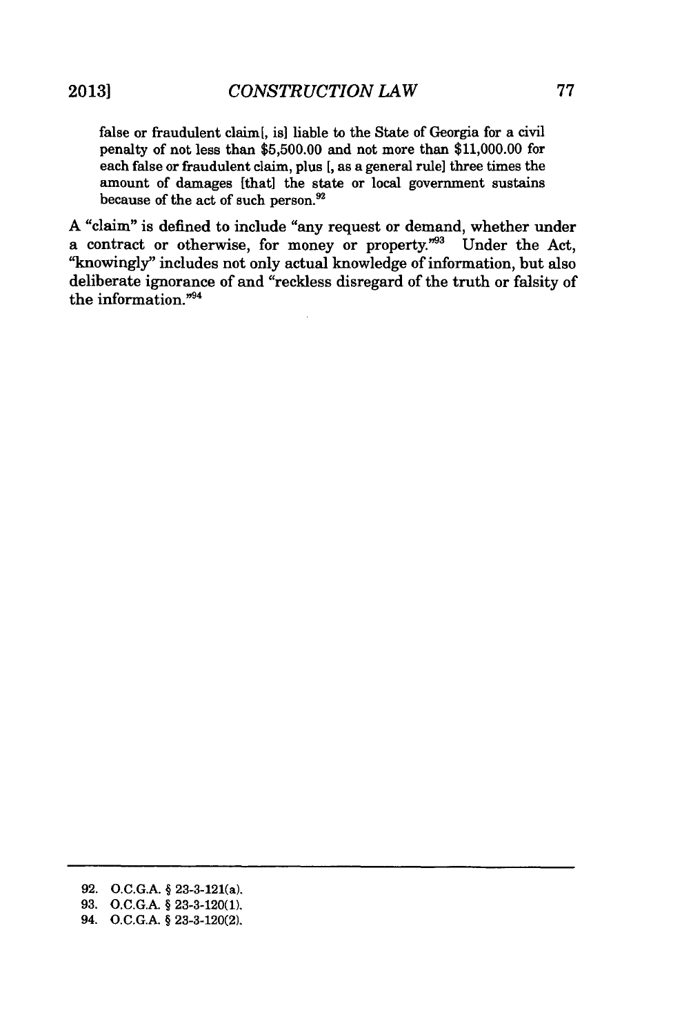> false or fraudulent claim[, is] liable to the State of Georgia for a civil penalty of not less than $5,500.00 and not more than $11,000.00 for each false or fraudulent claim, plus [, as a general rule] three times the amount of damages [that] the state or local government sustains because of the act of such person.[92]

A "claim" is defined to include "any request or demand, whether under a contract or otherwise, for money or property."[93] Under the Act, "knowingly" includes not only actual knowledge of information, but also deliberate ignorance of and "reckless disregard of the truth or falsity of the information."[94]

---

92. O.C.G.A. § 23-3-121(a).
93. O.C.G.A. § 23-3-120(1).
94. O.C.G.A. § 23-3-120(2).